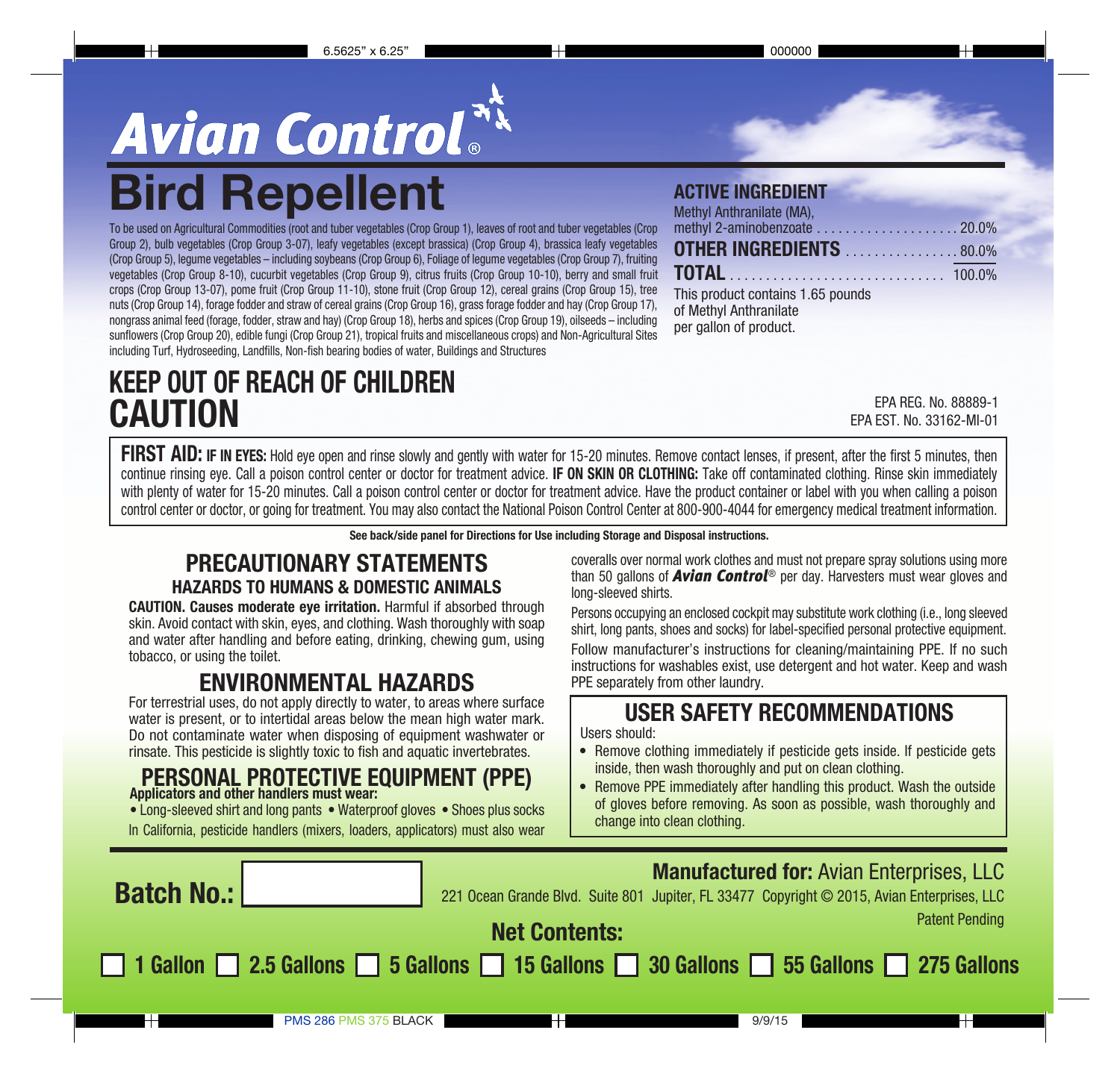# *Avian Control*®

# Bird Repellent

To be used on Agricultural Commodities (root and tuber vegetables (Crop Group 1), leaves of root and tuber vegetables (Crop Group 2), bulb vegetables (Crop Group 3-07), leafy vegetables (except brassica) (Crop Group 4), brassica leafy vegetables (Crop Group 5), legume vegetables – including soybeans (Crop Group 6), Foliage of legume vegetables (Crop Group 7), fruiting vegetables (Crop Group 8-10), cucurbit vegetables (Crop Group 9), citrus fruits (Crop Group 10-10), berry and small fruit crops (Crop Group 13-07), pome fruit (Crop Group 11-10), stone fruit (Crop Group 12), cereal grains (Crop Group 15), tree nuts (Crop Group 14), forage fodder and straw of cereal grains (Crop Group 16), grass forage fodder and hay (Crop Group 17), nongrass animal feed (forage, fodder, straw and hay) (Crop Group 18), herbs and spices (Crop Group 19), oilseeds – including sunflowers (Crop Group 20), edible fungi (Crop Group 21), tropical fruits and miscellaneous crops) and Non-Agricultural Sites including Turf, Hydroseeding, Landfills, Non-fish bearing bodies of water, Buildings and Structures

| ACTIVE INGREDIENT | |
|---|---|
| Methyl Anthranilate (MA), methyl 2-aminobenzoate | 20.0% |
| **OTHER INGREDIENTS** | 80.0% |
| **TOTAL** | 100.0% |

This product contains 1.65 pounds of Methyl Anthranilate per gallon of product.

## KEEP OUT OF REACH OF CHILDREN
## CAUTION

EPA REG. No. 88889-1
EPA EST. No. 33162-MI-01

**FIRST AID: IF IN EYES:** Hold eye open and rinse slowly and gently with water for 15-20 minutes. Remove contact lenses, if present, after the first 5 minutes, then continue rinsing eye. Call a poison control center or doctor for treatment advice. **IF ON SKIN OR CLOTHING:** Take off contaminated clothing. Rinse skin immediately with plenty of water for 15-20 minutes. Call a poison control center or doctor for treatment advice. Have the product container or label with you when calling a poison control center or doctor, or going for treatment. You may also contact the National Poison Control Center at 800-900-4044 for emergency medical treatment information.

**See back/side panel for Directions for Use including Storage and Disposal instructions.**

## PRECAUTIONARY STATEMENTS

### HAZARDS TO HUMANS & DOMESTIC ANIMALS

**CAUTION. Causes moderate eye irritation.** Harmful if absorbed through skin. Avoid contact with skin, eyes, and clothing. Wash thoroughly with soap and water after handling and before eating, drinking, chewing gum, using tobacco, or using the toilet.

## ENVIRONMENTAL HAZARDS

For terrestrial uses, do not apply directly to water, to areas where surface water is present, or to intertidal areas below the mean high water mark. Do not contaminate water when disposing of equipment washwater or rinsate. This pesticide is slightly toxic to fish and aquatic invertebrates.

## PERSONAL PROTECTIVE EQUIPMENT (PPE)

**Applicators and other handlers must wear:**

- Long-sleeved shirt and long pants
- Waterproof gloves
- Shoes plus socks

In California, pesticide handlers (mixers, loaders, applicators) must also wear coveralls over normal work clothes and must not prepare spray solutions using more than 50 gallons of ***Avian Control***® per day. Harvesters must wear gloves and long-sleeved shirts.

Persons occupying an enclosed cockpit may substitute work clothing (i.e., long sleeved shirt, long pants, shoes and socks) for label-specified personal protective equipment.

Follow manufacturer's instructions for cleaning/maintaining PPE. If no such instructions for washables exist, use detergent and hot water. Keep and wash PPE separately from other laundry.

## USER SAFETY RECOMMENDATIONS

Users should:

- Remove clothing immediately if pesticide gets inside. If pesticide gets inside, then wash thoroughly and put on clean clothing.
- Remove PPE immediately after handling this product. Wash the outside of gloves before removing. As soon as possible, wash thoroughly and change into clean clothing.

**Batch No.:**

**Manufactured for:** Avian Enterprises, LLC
221 Ocean Grande Blvd. Suite 801 Jupiter, FL 33477 Copyright © 2015, Avian Enterprises, LLC
Patent Pending

**Net Contents:**

☐ **1 Gallon** ☐ **2.5 Gallons** ☐ **5 Gallons** ☐ **15 Gallons** ☐ **30 Gallons** ☐ **55 Gallons** ☐ **275 Gallons**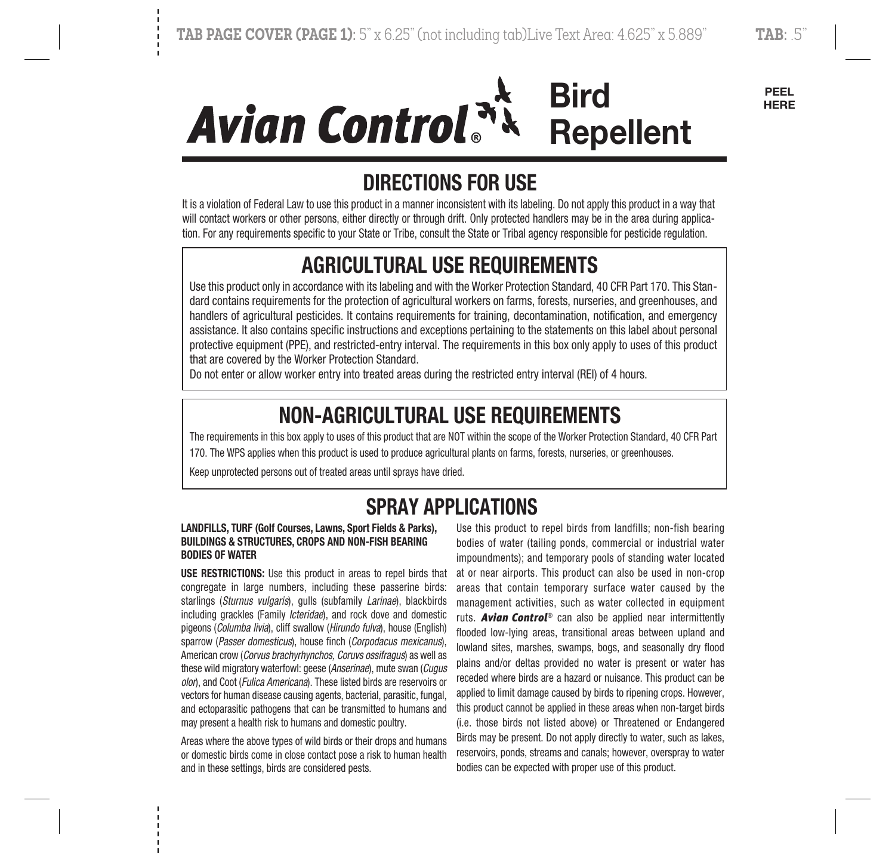# Avian Control® Bird Repellent

## DIRECTIONS FOR USE

It is a violation of Federal Law to use this product in a manner inconsistent with its labeling. Do not apply this product in a way that will contact workers or other persons, either directly or through drift. Only protected handlers may be in the area during application. For any requirements specific to your State or Tribe, consult the State or Tribal agency responsible for pesticide regulation.

## AGRICULTURAL USE REQUIREMENTS

Use this product only in accordance with its labeling and with the Worker Protection Standard, 40 CFR Part 170. This Standard contains requirements for the protection of agricultural workers on farms, forests, nurseries, and greenhouses, and handlers of agricultural pesticides. It contains requirements for training, decontamination, notification, and emergency assistance. It also contains specific instructions and exceptions pertaining to the statements on this label about personal protective equipment (PPE), and restricted-entry interval. The requirements in this box only apply to uses of this product that are covered by the Worker Protection Standard.

Do not enter or allow worker entry into treated areas during the restricted entry interval (REI) of 4 hours.

## NON-AGRICULTURAL USE REQUIREMENTS

The requirements in this box apply to uses of this product that are NOT within the scope of the Worker Protection Standard, 40 CFR Part 170. The WPS applies when this product is used to produce agricultural plants on farms, forests, nurseries, or greenhouses.

Keep unprotected persons out of treated areas until sprays have dried.

## SPRAY APPLICATIONS

**LANDFILLS, TURF (Golf Courses, Lawns, Sport Fields & Parks), BUILDINGS & STRUCTURES, CROPS AND NON-FISH BEARING BODIES OF WATER**

**USE RESTRICTIONS:** Use this product in areas to repel birds that congregate in large numbers, including these passerine birds: starlings (*Sturnus vulgaris*), gulls (subfamily *Larinae*), blackbirds including grackles (Family *Icteridae*), and rock dove and domestic pigeons (*Columba livia*), cliff swallow (*Hirundo fulva*), house (English) sparrow (*Passer domesticus*), house finch (*Corpodacus mexicanus*), American crow (*Corvus brachyrhynchos, Coruvs ossifragus*) as well as these wild migratory waterfowl: geese (*Anserinae*), mute swan (*Cugus olor*), and Coot (*Fulica Americana*). These listed birds are reservoirs or vectors for human disease causing agents, bacterial, parasitic, fungal, and ectoparasitic pathogens that can be transmitted to humans and may present a health risk to humans and domestic poultry.

Areas where the above types of wild birds or their drops and humans or domestic birds come in close contact pose a risk to human health and in these settings, birds are considered pests.

Use this product to repel birds from landfills; non-fish bearing bodies of water (tailing ponds, commercial or industrial water impoundments); and temporary pools of standing water located at or near airports. This product can also be used in non-crop areas that contain temporary surface water caused by the management activities, such as water collected in equipment ruts. ***Avian Control®*** can also be applied near intermittently flooded low-lying areas, transitional areas between upland and lowland sites, marshes, swamps, bogs, and seasonally dry flood plains and/or deltas provided no water is present or water has receded where birds are a hazard or nuisance. This product can be applied to limit damage caused by birds to ripening crops. However, this product cannot be applied in these areas when non-target birds (i.e. those birds not listed above) or Threatened or Endangered Birds may be present. Do not apply directly to water, such as lakes, reservoirs, ponds, streams and canals; however, overspray to water bodies can be expected with proper use of this product.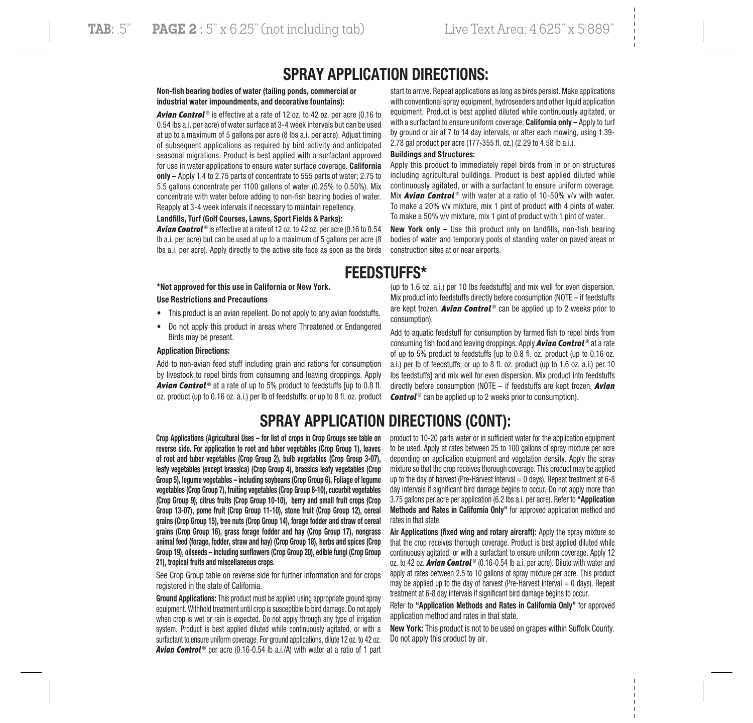## SPRAY APPLICATION DIRECTIONS:

**Non-fish bearing bodies of water (tailing ponds, commercial or industrial water impoundments, and decorative fountains):**

***Avian Control***® is effective at a rate of 12 oz. to 42 oz. per acre (0.16 to 0.54 lbs a.i. per acre) of water surface at 3-4 week intervals but can be used at up to a maximum of 5 gallons per acre (8 lbs a.i. per acre). Adjust timing of subsequent applications as required by bird activity and anticipated seasonal migrations. Product is best applied with a surfactant approved for use in water applications to ensure water surface coverage. **California only –** Apply 1.4 to 2.75 parts of concentrate to 555 parts of water; 2.75 to 5.5 gallons concentrate per 1100 gallons of water (0.25% to 0.50%). Mix concentrate with water before adding to non-fish bearing bodies of water. Reapply at 3-4 week intervals if necessary to maintain repellency.

**Landfills, Turf (Golf Courses, Lawns, Sport Fields & Parks):**

***Avian Control***® is effective at a rate of 12 oz. to 42 oz. per acre (0.16 to 0.54 lb a.i. per acre) but can be used at up to a maximum of 5 gallons per acre (8 lbs a.i. per acre). Apply directly to the active site face as soon as the birds start to arrive. Repeat applications as long as birds persist. Make applications with conventional spray equipment, hydroseeders and other liquid application equipment. Product is best applied diluted while continuously agitated, or with a surfactant to ensure uniform coverage. **California only –** Apply to turf by ground or air at 7 to 14 day intervals, or after each mowing, using 1.39-2.78 gal product per acre (177-355 fl. oz.) (2.29 to 4.58 lb a.i.).

**Buildings and Structures:**

Apply this product to immediately repel birds from in or on structures including agricultural buildings. Product is best applied diluted while continuously agitated, or with a surfactant to ensure uniform coverage. Mix ***Avian Control***® with water at a ratio of 10-50% v/v with water. To make a 20% v/v mixture, mix 1 pint of product with 4 pints of water. To make a 50% v/v mixture, mix 1 pint of product with 1 pint of water.

**New York only –** Use this product only on landfills, non-fish bearing bodies of water and temporary pools of standing water on paved areas or construction sites at or near airports.

## FEEDSTUFFS*

**\*Not approved for this use in California or New York.**

**Use Restrictions and Precautions**

- This product is an avian repellent. Do not apply to any avian foodstuffs.
- Do not apply this product in areas where Threatened or Endangered Birds may be present.

**Application Directions:**

Add to non-avian feed stuff including grain and rations for consumption by livestock to repel birds from consuming and leaving droppings. Apply ***Avian Control***® at a rate of up to 5% product to feedstuffs [up to 0.8 fl. oz. product (up to 0.16 oz. a.i.) per lb of feedstuffs; or up to 8 fl. oz. product (up to 1.6 oz. a.i.) per 10 lbs feedstuffs] and mix well for even dispersion. Mix product into feedstuffs directly before consumption (NOTE – if feedstuffs are kept frozen, ***Avian Control***® can be applied up to 2 weeks prior to consumption).

Add to aquatic feedstuff for consumption by farmed fish to repel birds from consuming fish food and leaving droppings. Apply ***Avian Control***® at a rate of up to 5% product to feedstuffs [up to 0.8 fl. oz. product (up to 0.16 oz. a.i.) per lb of feedstuffs; or up to 8 fl. oz. product (up to 1.6 oz. a.i.) per 10 lbs feedstuffs] and mix well for even dispersion. Mix product into feedstuffs directly before consumption (NOTE – if feedstuffs are kept frozen, ***Avian Control***® can be applied up to 2 weeks prior to consumption).

## SPRAY APPLICATION DIRECTIONS (CONT):

**Crop Applications (Agricultural Uses – for list of crops in Crop Groups see table on reverse side. For application to root and tuber vegetables (Crop Group 1), leaves of root and tuber vegetables (Crop Group 2), bulb vegetables (Crop Group 3-07), leafy vegetables (except brassica) (Crop Group 4), brassica leafy vegetables (Crop Group 5), legume vegetables – including soybeans (Crop Group 6), Foliage of legume vegetables (Crop Group 7), fruiting vegetables (Crop Group 8-10), cucurbit vegetables (Crop Group 9), citrus fruits (Crop Group 10-10), berry and small fruit crops (Crop Group 13-07), pome fruit (Crop Group 11-10), stone fruit (Crop Group 12), cereal grains (Crop Group 15), tree nuts (Crop Group 14), forage fodder and straw of cereal grains (Crop Group 16), grass forage fodder and hay (Crop Group 17), nongrass animal feed (forage, fodder, straw and hay) (Crop Group 18), herbs and spices (Crop Group 19), oilseeds – including sunflowers (Crop Group 20), edible fungi (Crop Group 21), tropical fruits and miscellaneous crops.**

See Crop Group table on reverse side for further information and for crops registered in the state of California.

**Ground Applications:** This product must be applied using appropriate ground spray equipment. Withhold treatment until crop is susceptible to bird damage. Do not apply when crop is wet or rain is expected. Do not apply through any type of irrigation system. Product is best applied diluted while continuously agitated, or with a surfactant to ensure uniform coverage. For ground applications, dilute 12 oz. to 42 oz. ***Avian Control***® per acre (0.16-0.54 lb a.i./A) with water at a ratio of 1 part product to 10-20 parts water or in sufficient water for the application equipment to be used. Apply at rates between 25 to 100 gallons of spray mixture per acre depending on application equipment and vegetation density. Apply the spray mixture so that the crop receives thorough coverage. This product may be applied up to the day of harvest (Pre-Harvest Interval = 0 days). Repeat treatment at 6-8 day intervals if significant bird damage begins to occur. Do not apply more than 3.75 gallons per acre per application (6.2 lbs a.i. per acre). Refer to **"Application Methods and Rates in California Only"** for approved application method and rates in that state.

**Air Applications (fixed wing and rotary aircraft):** Apply the spray mixture so that the crop receives thorough coverage. Product is best applied diluted while continuously agitated, or with a surfactant to ensure uniform coverage. Apply 12 oz. to 42 oz. ***Avian Control***® (0.16-0.54 lb a.i. per acre). Dilute with water and apply at rates between 2.5 to 10 gallons of spray mixture per acre. This product may be applied up to the day of harvest (Pre-Harvest Interval = 0 days). Repeat treatment at 6-8 day intervals if significant bird damage begins to occur.

Refer to **"Application Methods and Rates in California Only"** for approved application method and rates in that state.

**New York:** This product is not to be used on grapes within Suffolk County. Do not apply this product by air.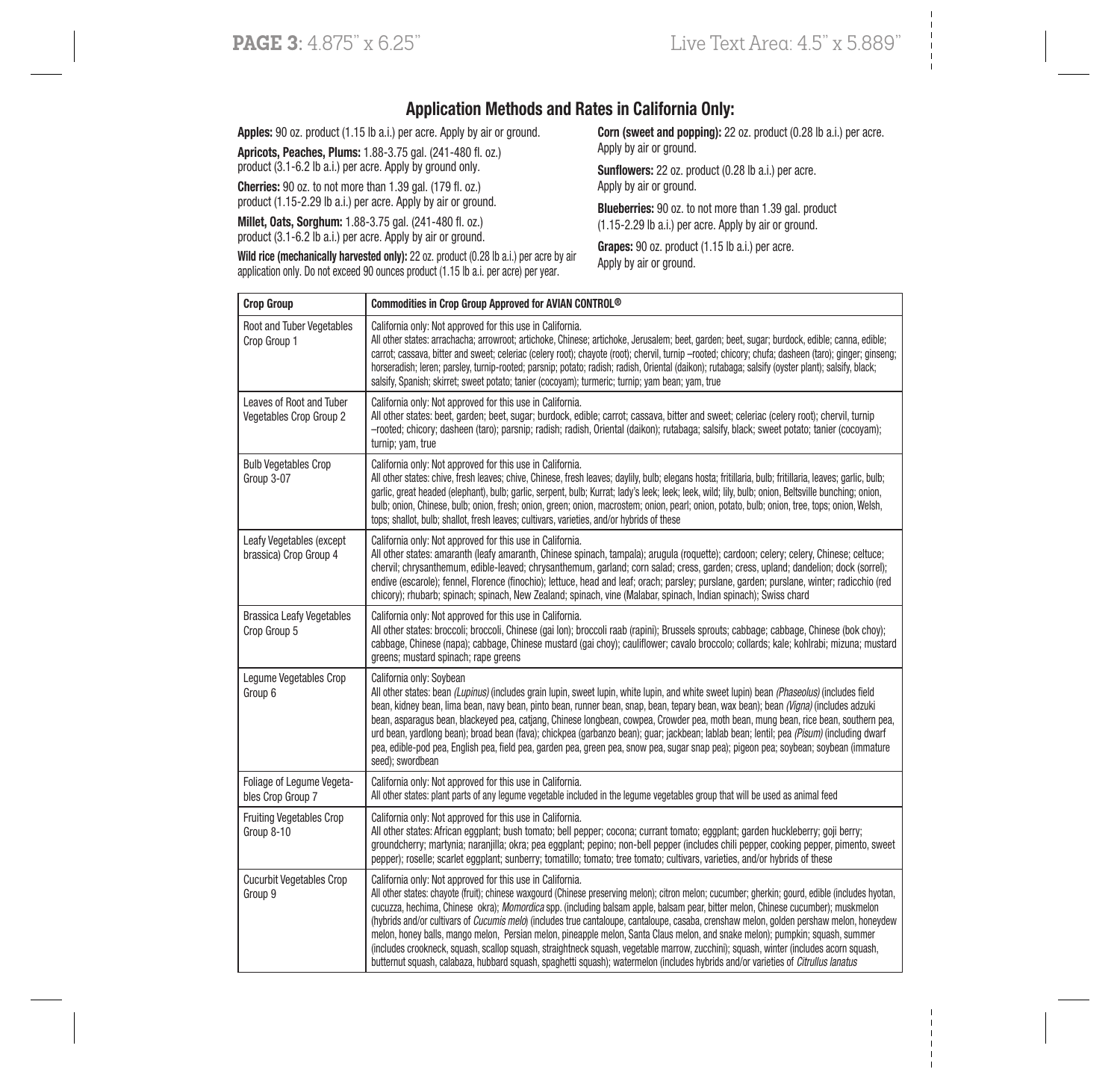## Application Methods and Rates in California Only:

**Apples:** 90 oz. product (1.15 lb a.i.) per acre. Apply by air or ground.

**Apricots, Peaches, Plums:** 1.88-3.75 gal. (241-480 fl. oz.) product (3.1-6.2 lb a.i.) per acre. Apply by ground only.

**Cherries:** 90 oz. to not more than 1.39 gal. (179 fl. oz.) product (1.15-2.29 lb a.i.) per acre. Apply by air or ground.

**Millet, Oats, Sorghum:** 1.88-3.75 gal. (241-480 fl. oz.) product (3.1-6.2 lb a.i.) per acre. Apply by air or ground.

**Wild rice (mechanically harvested only):** 22 oz. product (0.28 lb a.i.) per acre by air application only. Do not exceed 90 ounces product (1.15 lb a.i. per acre) per year.

**Corn (sweet and popping):** 22 oz. product (0.28 lb a.i.) per acre. Apply by air or ground.

**Sunflowers:** 22 oz. product (0.28 lb a.i.) per acre. Apply by air or ground.

**Blueberries:** 90 oz. to not more than 1.39 gal. product (1.15-2.29 lb a.i.) per acre. Apply by air or ground.

**Grapes:** 90 oz. product (1.15 lb a.i.) per acre. Apply by air or ground.

| Crop Group | Commodities in Crop Group Approved for AVIAN CONTROL® |
|---|---|
| Root and Tuber Vegetables Crop Group 1 | California only: Not approved for this use in California.<br>All other states: arrachacha; arrowroot; artichoke, Chinese; artichoke, Jerusalem; beet, garden; beet, sugar; burdock, edible; canna, edible; carrot; cassava, bitter and sweet; celeriac (celery root); chayote (root); chervil, turnip –rooted; chicory; chufa; dasheen (taro); ginger; ginseng; horseradish; leren; parsley, turnip-rooted; parsnip; potato; radish; radish, Oriental (daikon); rutabaga; salsify (oyster plant); salsify, black; salsify, Spanish; skirret; sweet potato; tanier (cocoyam); turmeric; turnip; yam bean; yam, true |
| Leaves of Root and Tuber Vegetables Crop Group 2 | California only: Not approved for this use in California.<br>All other states: beet, garden; beet, sugar; burdock, edible; carrot; cassava, bitter and sweet; celeriac (celery root); chervil, turnip –rooted; chicory; dasheen (taro); parsnip; radish; radish, Oriental (daikon); rutabaga; salsify, black; sweet potato; tanier (cocoyam); turnip; yam, true |
| Bulb Vegetables Crop Group 3-07 | California only: Not approved for this use in California.<br>All other states: chive, fresh leaves; chive, Chinese, fresh leaves; daylily, bulb; elegans hosta; fritillaria, bulb; fritillaria, leaves; garlic, bulb; garlic, great headed (elephant), bulb; garlic, serpent, bulb; Kurrat; lady's leek; leek; leek, wild; lily, bulb; onion, Beltsville bunching; onion, bulb; onion, Chinese, bulb; onion, fresh; onion, green; onion, macrostem; onion, pearl; onion, potato, bulb; onion, tree, tops; onion, Welsh, tops; shallot, bulb; shallot, fresh leaves; cultivars, varieties, and/or hybrids of these |
| Leafy Vegetables (except brassica) Crop Group 4 | California only: Not approved for this use in California.<br>All other states: amaranth (leafy amaranth, Chinese spinach, tampala); arugula (roquette); cardoon; celery; celery, Chinese; celtuce; chervil; chrysanthemum, edible-leaved; chrysanthemum, garland; corn salad; cress, garden; cress, upland; dandelion; dock (sorrel); endive (escarole); fennel, Florence (finochio); lettuce, head and leaf; orach; parsley; purslane, garden; purslane, winter; radicchio (red chicory); rhubarb; spinach; spinach, New Zealand; spinach, vine (Malabar, spinach, Indian spinach); Swiss chard |
| Brassica Leafy Vegetables Crop Group 5 | California only: Not approved for this use in California.<br>All other states: broccoli; broccoli, Chinese (gai lon); broccoli raab (rapini); Brussels sprouts; cabbage; cabbage, Chinese (bok choy); cabbage, Chinese (napa); cabbage, Chinese mustard (gai choy); cauliflower; cavalo broccolo; collards; kale; kohlrabi; mizuna; mustard greens; mustard spinach; rape greens |
| Legume Vegetables Crop Group 6 | California only: Soybean<br>All other states: bean *(Lupinus)* (includes grain lupin, sweet lupin, white lupin, and white sweet lupin) bean *(Phaseolus)* (includes field bean, kidney bean, lima bean, navy bean, pinto bean, runner bean, snap, bean, tepary bean, wax bean); bean *(Vigna)* (includes adzuki bean, asparagus bean, blackeyed pea, catjang, Chinese longbean, cowpea, Crowder pea, moth bean, mung bean, rice bean, southern pea, urd bean, yardlong bean); broad bean (fava); chickpea (garbanzo bean); guar; jackbean; lablab bean; lentil; pea *(Pisum)* (including dwarf pea, edible-pod pea, English pea, field pea, garden pea, green pea, snow pea, sugar snap pea); pigeon pea; soybean; soybean (immature seed); swordbean |
| Foliage of Legume Vegetables Crop Group 7 | California only: Not approved for this use in California.<br>All other states: plant parts of any legume vegetable included in the legume vegetables group that will be used as animal feed |
| Fruiting Vegetables Crop Group 8-10 | California only: Not approved for this use in California.<br>All other states: African eggplant; bush tomato; bell pepper; cocona; currant tomato; eggplant; garden huckleberry; goji berry; groundcherry; martynia; naranjilla; okra; pea eggplant; pepino; non-bell pepper (includes chili pepper, cooking pepper, pimento, sweet pepper); roselle; scarlet eggplant; sunberry; tomatillo; tomato; tree tomato; cultivars, varieties, and/or hybrids of these |
| Cucurbit Vegetables Crop Group 9 | California only: Not approved for this use in California.<br>All other states: chayote (fruit); chinese waxgourd (Chinese preserving melon); citron melon; cucumber; gherkin; gourd, edible (includes hyotan, cucuzza, hechima, Chinese okra); *Momordica* spp. (including balsam apple, balsam pear, bitter melon, Chinese cucumber); muskmelon (hybrids and/or cultivars of *Cucumis melo*) (includes true cantaloupe, cantaloupe, casaba, crenshaw melon, golden pershaw melon, honeydew melon, honey balls, mango melon, Persian melon, pineapple melon, Santa Claus melon, and snake melon); pumpkin; squash, summer (includes crookneck, squash, scallop squash, straightneck squash, vegetable marrow, zucchini); squash, winter (includes acorn squash, butternut squash, calabaza, hubbard squash, spaghetti squash); watermelon (includes hybrids and/or varieties of *Citrullus lanatus* |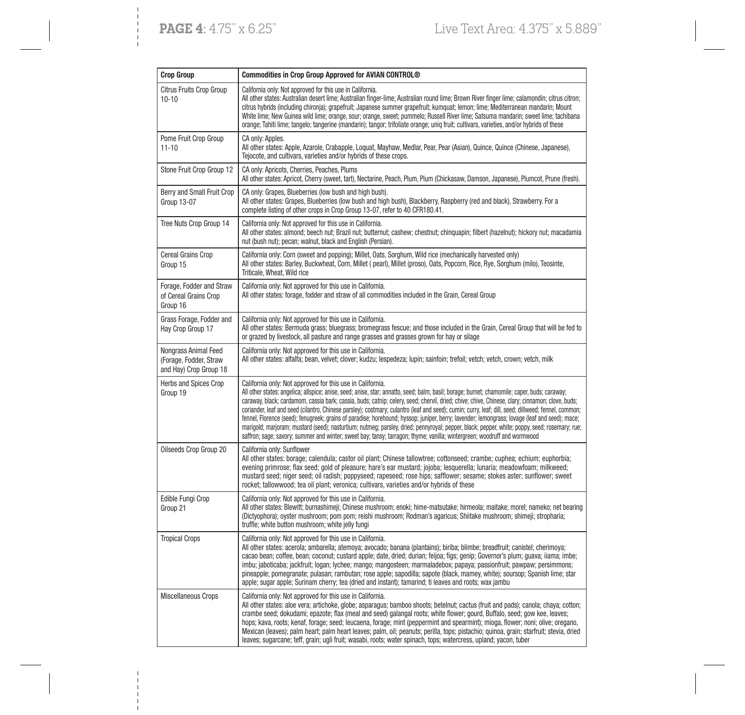| Crop Group | Commodities in Crop Group Approved for AVIAN CONTROL® |
|---|---|
| Citrus Fruits Crop Group 10-10 | California only: Not approved for this use in California.<br>All other states: Australian desert lime; Australian finger-lime; Australian round lime; Brown River finger lime; calamondin; citrus citron; citrus hybrids (including chironja); grapefruit; Japanese summer grapefruit; kumquat; lemon; lime; Mediterranean mandarin; Mount White lime; New Guinea wild lime; orange, sour; orange, sweet; pummelo; Russell River lime; Satsuma mandarin; sweet lime; tachibana orange; Tahiti lime; tangelo; tangerine (mandarin); tangor; trifoliate orange; uniq fruit; cultivars, varieties, and/or hybrids of these |
| Pome Fruit Crop Group 11-10 | CA only: Apples.<br>All other states: Apple, Azarole, Crabapple, Loquat, Mayhaw, Medlar, Pear, Pear (Asian), Quince, Quince (Chinese, Japanese), Tejocote, and cultivars, varieties and/or hybrids of these crops. |
| Stone Fruit Crop Group 12 | CA only: Apricots, Cherries, Peaches, Plums<br>All other states: Apricot, Cherry (sweet, tart), Nectarine, Peach, Plum, Plum (Chickasaw, Damson, Japanese), Plumcot, Prune (fresh). |
| Berry and Small Fruit Crop Group 13-07 | CA only: Grapes, Blueberries (low bush and high bush).<br>All other states: Grapes, Blueberries (low bush and high bush), Blackberry, Raspberry (red and black), Strawberry. For a complete listing of other crops in Crop Group 13-07, refer to 40 CFR180.41. |
| Tree Nuts Crop Group 14 | California only: Not approved for this use in California.<br>All other states: almond; beech nut; Brazil nut; butternut; cashew; chestnut; chinquapin; filbert (hazelnut); hickory nut; macadamia nut (bush nut); pecan; walnut, black and English (Persian). |
| Cereal Grains Crop Group 15 | California only: Corn (sweet and popping); Millet, Oats, Sorghum, Wild rice (mechanically harvested only)<br>All other states: Barley, Buckwheat, Corn, Millet ( pearl), Millet (proso), Oats, Popcorn, Rice, Rye, Sorghum (milo), Teosinte, Triticale, Wheat, Wild rice |
| Forage, Fodder and Straw of Cereal Grains Crop Group 16 | California only: Not approved for this use in California.<br>All other states: forage, fodder and straw of all commodities included in the Grain, Cereal Group |
| Grass Forage, Fodder and Hay Crop Group 17 | California only: Not approved for this use in California.<br>All other states: Bermuda grass; bluegrass; bromegrass fescue; and those included in the Grain, Cereal Group that will be fed to or grazed by livestock, all pasture and range grasses and grasses grown for hay or silage |
| Nongrass Animal Feed (Forage, Fodder, Straw and Hay) Crop Group 18 | California only: Not approved for this use in California.<br>All other states: alfalfa; bean, velvet; clover; kudzu; lespedeza; lupin; sainfoin; trefoil; vetch; vetch, crown; vetch, milk |
| Herbs and Spices Crop Group 19 | California only: Not approved for this use in California.<br>All other states: angelica; allspice; anise, seed; anise, star; annatto, seed; balm; basil; borage; burnet; chamomile; caper, buds; caraway; caraway, black; cardamom, cassia bark; cassia, buds; catnip; celery, seed; chervil, dried; chive; chive, Chinese, clary; cinnamon; clove, buds; coriander, leaf and seed (cilantro, Chinese parsley); costmary; culantro (leaf and seed); cumin; curry, leaf; dill, seed; dillweed; fennel, common; fennel, Florence (seed); fenugreek; grains of paradise; horehound; hyssop; juniper, berry; lavender; lemongrass; lovage (leaf and seed); mace; marigold; marjoram; mustard (seed); nasturtium; nutmeg; parsley, dried; pennyroyal; pepper, black; pepper, white; poppy, seed; rosemary; rue; saffron; sage; savory; summer and winter; sweet bay; tansy; tarragon; thyme; vanilla; wintergreen; woodruff and wormwood |
| Oilseeds Crop Group 20 | California only: Sunflower<br>All other states: borage; calendula; castor oil plant; Chinese tallowtree; cottonseed; crambe; cuphea; echium; euphorbia; evening primrose; flax seed; gold of pleasure; hare's ear mustard; jojoba; lesquerella; lunaria; meadowfoam; milkweed; mustard seed; niger seed; oil radish; poppyseed; rapeseed; rose hips; safflower; sesame; stokes aster; sunflower; sweet rocket; tallowwood; tea oil plant; veronica; cultivars, varieties and/or hybrids of these |
| Edible Fungi Crop Group 21 | California only: Not approved for this use in California.<br>All other states: Blewitt; burnashimeji; Chinese mushroom; enoki; hime-matsutake; hirmeola; maitake; morel; nameko; net bearing (Dictyophora); oyster mushroom; pom pom; reishi mushroom; Rodman's agaricus; Shiitake mushroom; shimeji; stropharia; truffle; white button mushroom; white jelly fungi |
| Tropical Crops | California only: Not approved for this use in California.<br>All other states: acerola; ambarella; atemoya; avocado; banana (plantains); biriba; blimbe; breadfruit; canistel; cherimoya; cacao bean; coffee, bean; coconut; custard apple; date, dried; durian; feijoa; figs; genip; Governor's plum; guava; iiama; imbe; imbu; jaboticaba; jackfruit; logan; lychee; mango; mangosteen; marmaladebox; papaya; passionfruit; pawpaw; persimmons; pineapple; pomegranate; pulasan; rambutan; rose apple; sapodilla; sapote (black, mamey, white); soursop; Spanish lime; star apple; sugar apple; Surinam cherry; tea (dried and instant); tamarind; ti leaves and roots; wax jambu |
| Miscellaneous Crops | California only: Not approved for this use in California.<br>All other states: aloe vera; artichoke, globe; asparagus; bamboo shoots; betelnut; cactus (fruit and pads); canola; chaya; cotton; crambe seed; dokudami; epazote; flax (meal and seed) galangal roots; white flower; gourd, Buffalo, seed; gow kee, leaves; hops; kava, roots; kenaf, forage; seed; leucaena, forage; mint (peppermint and spearmint); mioga, flower; noni; olive; oregano, Mexican (leaves); palm heart; palm heart leaves; palm, oil; peanuts; perilla, tops; pistachio; quinoa, grain; starfruit; stevia, dried leaves; sugarcane; teff, grain; ugli fruit; wasabi, roots; water spinach, tops; watercress, upland; yacon, tuber |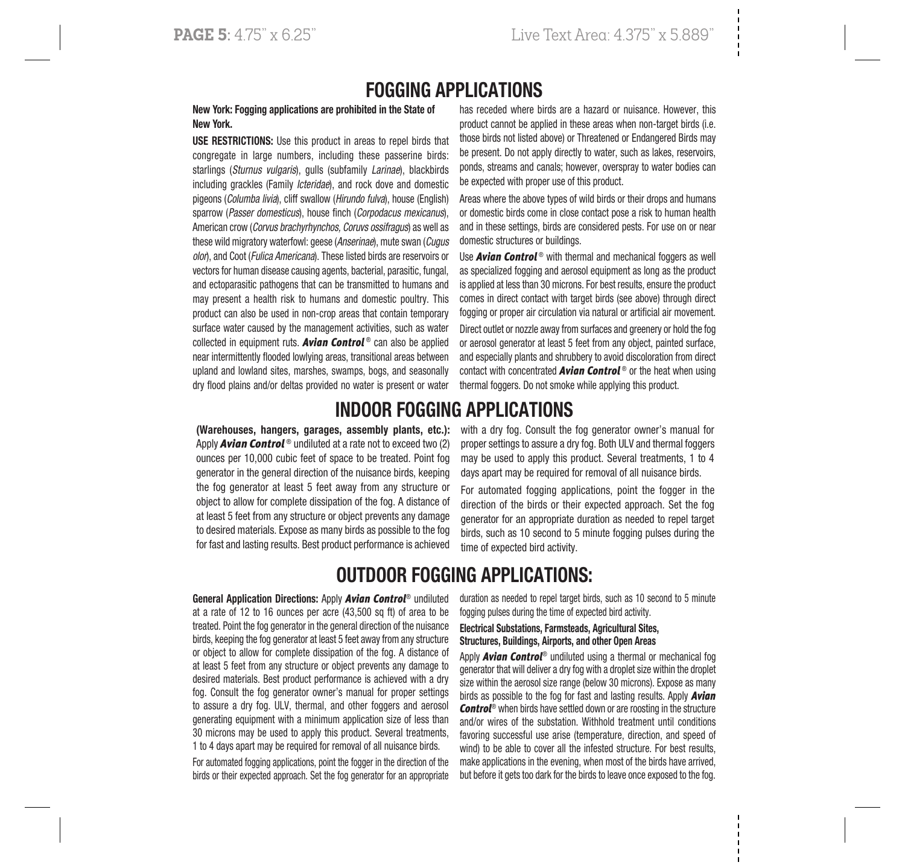# FOGGING APPLICATIONS

**New York: Fogging applications are prohibited in the State of New York.**

**USE RESTRICTIONS:** Use this product in areas to repel birds that congregate in large numbers, including these passerine birds: starlings (*Sturnus vulgaris*), gulls (subfamily *Larinae*), blackbirds including grackles (Family *Icteridae*), and rock dove and domestic pigeons (*Columba livia*), cliff swallow (*Hirundo fulva*), house (English) sparrow (*Passer domesticus*), house finch (*Corpodacus mexicanus*), American crow (*Corvus brachyrhynchos, Coruvs ossifragus*) as well as these wild migratory waterfowl: geese (*Anserinae*), mute swan (*Cugus olor*), and Coot (*Fulica Americana*). These listed birds are reservoirs or vectors for human disease causing agents, bacterial, parasitic, fungal, and ectoparasitic pathogens that can be transmitted to humans and may present a health risk to humans and domestic poultry. This product can also be used in non-crop areas that contain temporary surface water caused by the management activities, such as water collected in equipment ruts. ***Avian Control***® can also be applied near intermittently flooded lowlying areas, transitional areas between upland and lowland sites, marshes, swamps, bogs, and seasonally dry flood plains and/or deltas provided no water is present or water has receded where birds are a hazard or nuisance. However, this product cannot be applied in these areas when non-target birds (i.e. those birds not listed above) or Threatened or Endangered Birds may be present. Do not apply directly to water, such as lakes, reservoirs, ponds, streams and canals; however, overspray to water bodies can be expected with proper use of this product.

Areas where the above types of wild birds or their drops and humans or domestic birds come in close contact pose a risk to human health and in these settings, birds are considered pests. For use on or near domestic structures or buildings.

Use ***Avian Control***® with thermal and mechanical foggers as well as specialized fogging and aerosol equipment as long as the product is applied at less than 30 microns. For best results, ensure the product comes in direct contact with target birds (see above) through direct fogging or proper air circulation via natural or artificial air movement.

Direct outlet or nozzle away from surfaces and greenery or hold the fog or aerosol generator at least 5 feet from any object, painted surface, and especially plants and shrubbery to avoid discoloration from direct contact with concentrated ***Avian Control***® or the heat when using thermal foggers. Do not smoke while applying this product.

# INDOOR FOGGING APPLICATIONS

**(Warehouses, hangers, garages, assembly plants, etc.):** Apply ***Avian Control***® undiluted at a rate not to exceed two (2) ounces per 10,000 cubic feet of space to be treated. Point fog generator in the general direction of the nuisance birds, keeping the fog generator at least 5 feet away from any structure or object to allow for complete dissipation of the fog. A distance of at least 5 feet from any structure or object prevents any damage to desired materials. Expose as many birds as possible to the fog for fast and lasting results. Best product performance is achieved with a dry fog. Consult the fog generator owner's manual for proper settings to assure a dry fog. Both ULV and thermal foggers may be used to apply this product. Several treatments, 1 to 4 days apart may be required for removal of all nuisance birds.

For automated fogging applications, point the fogger in the direction of the birds or their expected approach. Set the fog generator for an appropriate duration as needed to repel target birds, such as 10 second to 5 minute fogging pulses during the time of expected bird activity.

# OUTDOOR FOGGING APPLICATIONS:

**General Application Directions:** Apply ***Avian Control***® undiluted at a rate of 12 to 16 ounces per acre (43,500 sq ft) of area to be treated. Point the fog generator in the general direction of the nuisance birds, keeping the fog generator at least 5 feet away from any structure or object to allow for complete dissipation of the fog. A distance of at least 5 feet from any structure or object prevents any damage to desired materials. Best product performance is achieved with a dry fog. Consult the fog generator owner's manual for proper settings to assure a dry fog. ULV, thermal, and other foggers and aerosol generating equipment with a minimum application size of less than 30 microns may be used to apply this product. Several treatments, 1 to 4 days apart may be required for removal of all nuisance birds.

For automated fogging applications, point the fogger in the direction of the birds or their expected approach. Set the fog generator for an appropriate duration as needed to repel target birds, such as 10 second to 5 minute fogging pulses during the time of expected bird activity.

**Electrical Substations, Farmsteads, Agricultural Sites, Structures, Buildings, Airports, and other Open Areas**

Apply ***Avian Control***® undiluted using a thermal or mechanical fog generator that will deliver a dry fog with a droplet size within the droplet size within the aerosol size range (below 30 microns). Expose as many birds as possible to the fog for fast and lasting results. Apply ***Avian Control***® when birds have settled down or are roosting in the structure and/or wires of the substation. Withhold treatment until conditions favoring successful use arise (temperature, direction, and speed of wind) to be able to cover all the infested structure. For best results, make applications in the evening, when most of the birds have arrived, but before it gets too dark for the birds to leave once exposed to the fog.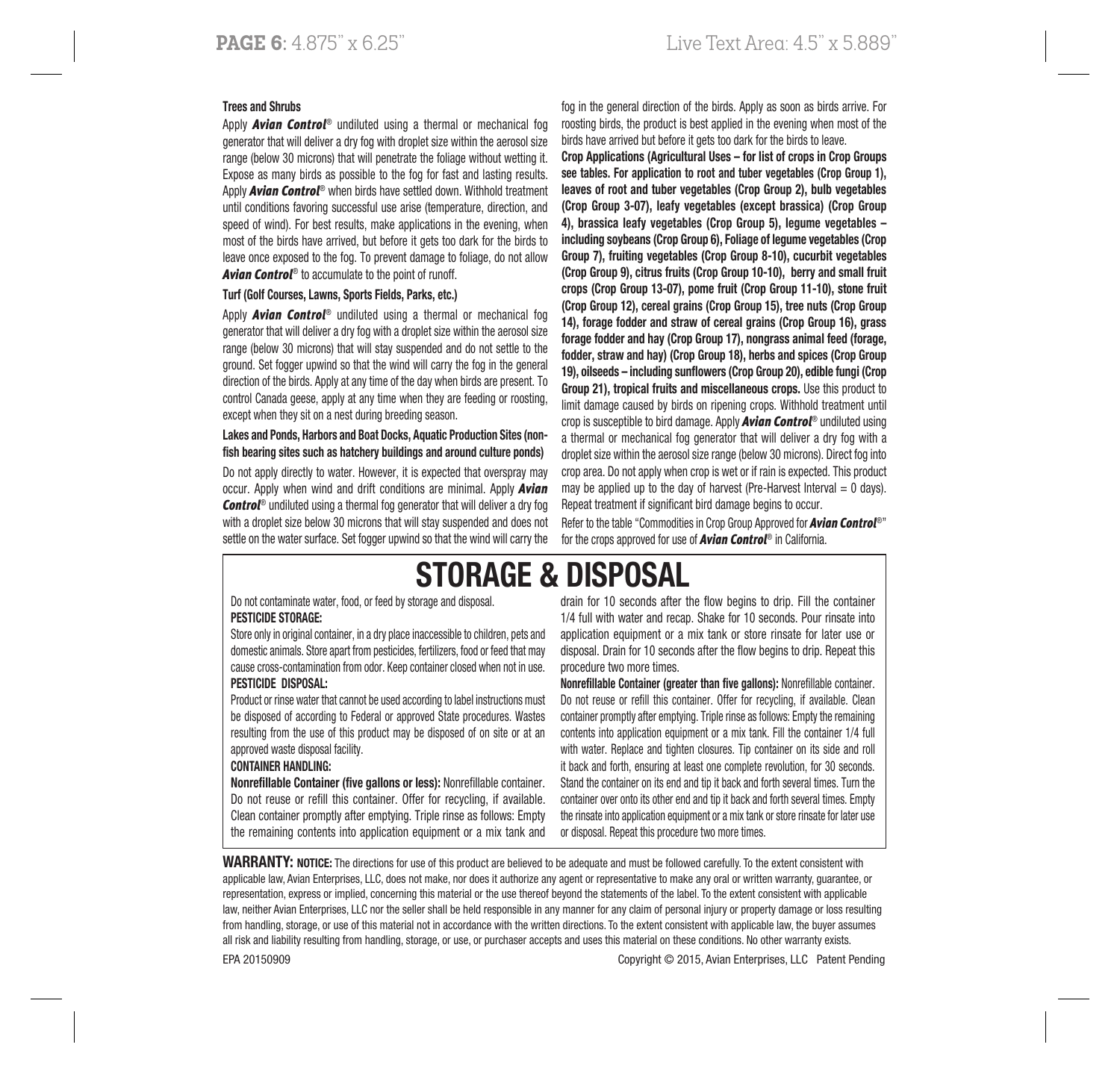**Trees and Shrubs**

Apply ***Avian Control***® undiluted using a thermal or mechanical fog generator that will deliver a dry fog with droplet size within the aerosol size range (below 30 microns) that will penetrate the foliage without wetting it. Expose as many birds as possible to the fog for fast and lasting results. Apply ***Avian Control***® when birds have settled down. Withhold treatment until conditions favoring successful use arise (temperature, direction, and speed of wind). For best results, make applications in the evening, when most of the birds have arrived, but before it gets too dark for the birds to leave once exposed to the fog. To prevent damage to foliage, do not allow ***Avian Control***® to accumulate to the point of runoff.

**Turf (Golf Courses, Lawns, Sports Fields, Parks, etc.)**

Apply ***Avian Control***® undiluted using a thermal or mechanical fog generator that will deliver a dry fog with a droplet size within the aerosol size range (below 30 microns) that will stay suspended and do not settle to the ground. Set fogger upwind so that the wind will carry the fog in the general direction of the birds. Apply at any time of the day when birds are present. To control Canada geese, apply at any time when they are feeding or roosting, except when they sit on a nest during breeding season.

**Lakes and Ponds, Harbors and Boat Docks, Aquatic Production Sites (non-fish bearing sites such as hatchery buildings and around culture ponds)**

Do not apply directly to water. However, it is expected that overspray may occur. Apply when wind and drift conditions are minimal. Apply ***Avian Control***® undiluted using a thermal fog generator that will deliver a dry fog with a droplet size below 30 microns that will stay suspended and does not settle on the water surface. Set fogger upwind so that the wind will carry the fog in the general direction of the birds. Apply as soon as birds arrive. For roosting birds, the product is best applied in the evening when most of the birds have arrived but before it gets too dark for the birds to leave.

**Crop Applications (Agricultural Uses – for list of crops in Crop Groups see tables. For application to root and tuber vegetables (Crop Group 1), leaves of root and tuber vegetables (Crop Group 2), bulb vegetables (Crop Group 3-07), leafy vegetables (except brassica) (Crop Group 4), brassica leafy vegetables (Crop Group 5), legume vegetables – including soybeans (Crop Group 6), Foliage of legume vegetables (Crop Group 7), fruiting vegetables (Crop Group 8-10), cucurbit vegetables (Crop Group 9), citrus fruits (Crop Group 10-10), berry and small fruit crops (Crop Group 13-07), pome fruit (Crop Group 11-10), stone fruit (Crop Group 12), cereal grains (Crop Group 15), tree nuts (Crop Group 14), forage fodder and straw of cereal grains (Crop Group 16), grass forage fodder and hay (Crop Group 17), nongrass animal feed (forage, fodder, straw and hay) (Crop Group 18), herbs and spices (Crop Group 19), oilseeds – including sunflowers (Crop Group 20), edible fungi (Crop Group 21), tropical fruits and miscellaneous crops.** Use this product to limit damage caused by birds on ripening crops. Withhold treatment until crop is susceptible to bird damage. Apply ***Avian Control***® undiluted using a thermal or mechanical fog generator that will deliver a dry fog with a droplet size within the aerosol size range (below 30 microns). Direct fog into crop area. Do not apply when crop is wet or if rain is expected. This product may be applied up to the day of harvest (Pre-Harvest Interval = 0 days). Repeat treatment if significant bird damage begins to occur.

Refer to the table "Commodities in Crop Group Approved for ***Avian Control***®" for the crops approved for use of ***Avian Control***® in California.

# STORAGE & DISPOSAL

Do not contaminate water, food, or feed by storage and disposal.

**PESTICIDE STORAGE:**

Store only in original container, in a dry place inaccessible to children, pets and domestic animals. Store apart from pesticides, fertilizers, food or feed that may cause cross-contamination from odor. Keep container closed when not in use.

**PESTICIDE DISPOSAL:**

Product or rinse water that cannot be used according to label instructions must be disposed of according to Federal or approved State procedures. Wastes resulting from the use of this product may be disposed of on site or at an approved waste disposal facility.

**CONTAINER HANDLING:**

**Nonrefillable Container (five gallons or less):** Nonrefillable container. Do not reuse or refill this container. Offer for recycling, if available. Clean container promptly after emptying. Triple rinse as follows: Empty the remaining contents into application equipment or a mix tank and drain for 10 seconds after the flow begins to drip. Fill the container 1/4 full with water and recap. Shake for 10 seconds. Pour rinsate into application equipment or a mix tank or store rinsate for later use or disposal. Drain for 10 seconds after the flow begins to drip. Repeat this procedure two more times.

**Nonrefillable Container (greater than five gallons):** Nonrefillable container. Do not reuse or refill this container. Offer for recycling, if available. Clean container promptly after emptying. Triple rinse as follows: Empty the remaining contents into application equipment or a mix tank. Fill the container 1/4 full with water. Replace and tighten closures. Tip container on its side and roll it back and forth, ensuring at least one complete revolution, for 30 seconds. Stand the container on its end and tip it back and forth several times. Turn the container over onto its other end and tip it back and forth several times. Empty the rinsate into application equipment or a mix tank or store rinsate for later use or disposal. Repeat this procedure two more times.

**WARRANTY: NOTICE:** The directions for use of this product are believed to be adequate and must be followed carefully. To the extent consistent with applicable law, Avian Enterprises, LLC, does not make, nor does it authorize any agent or representative to make any oral or written warranty, guarantee, or representation, express or implied, concerning this material or the use thereof beyond the statements of the label. To the extent consistent with applicable law, neither Avian Enterprises, LLC nor the seller shall be held responsible in any manner for any claim of personal injury or property damage or loss resulting from handling, storage, or use of this material not in accordance with the written directions. To the extent consistent with applicable law, the buyer assumes all risk and liability resulting from handling, storage, or use, or purchaser accepts and uses this material on these conditions. No other warranty exists.

EPA 20150909

Copyright © 2015, Avian Enterprises, LLC Patent Pending